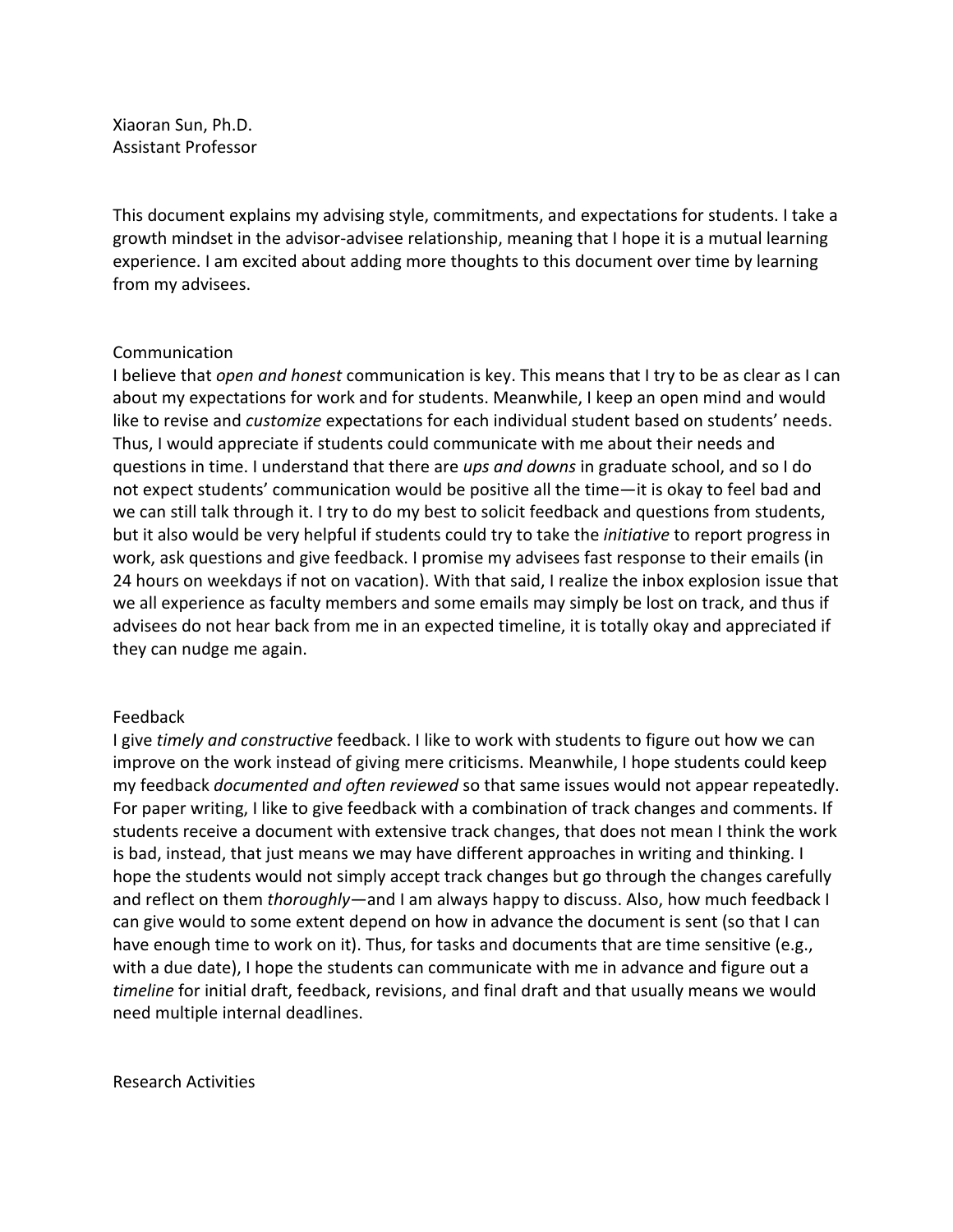Xiaoran Sun, Ph.D.
Assistant Professor

This document explains my advising style, commitments, and expectations for students. I take a growth mindset in the advisor-advisee relationship, meaning that I hope it is a mutual learning experience. I am excited about adding more thoughts to this document over time by learning from my advisees.

## Communication

I believe that *open and honest* communication is key. This means that I try to be as clear as I can about my expectations for work and for students. Meanwhile, I keep an open mind and would like to revise and *customize* expectations for each individual student based on students' needs. Thus, I would appreciate if students could communicate with me about their needs and questions in time. I understand that there are *ups and downs* in graduate school, and so I do not expect students' communication would be positive all the time—it is okay to feel bad and we can still talk through it. I try to do my best to solicit feedback and questions from students, but it also would be very helpful if students could try to take the *initiative* to report progress in work, ask questions and give feedback. I promise my advisees fast response to their emails (in 24 hours on weekdays if not on vacation). With that said, I realize the inbox explosion issue that we all experience as faculty members and some emails may simply be lost on track, and thus if advisees do not hear back from me in an expected timeline, it is totally okay and appreciated if they can nudge me again.

## Feedback

I give *timely and constructive* feedback. I like to work with students to figure out how we can improve on the work instead of giving mere criticisms. Meanwhile, I hope students could keep my feedback *documented and often reviewed* so that same issues would not appear repeatedly. For paper writing, I like to give feedback with a combination of track changes and comments. If students receive a document with extensive track changes, that does not mean I think the work is bad, instead, that just means we may have different approaches in writing and thinking. I hope the students would not simply accept track changes but go through the changes carefully and reflect on them *thoroughly*—and I am always happy to discuss. Also, how much feedback I can give would to some extent depend on how in advance the document is sent (so that I can have enough time to work on it). Thus, for tasks and documents that are time sensitive (e.g., with a due date), I hope the students can communicate with me in advance and figure out a *timeline* for initial draft, feedback, revisions, and final draft and that usually means we would need multiple internal deadlines.

## Research Activities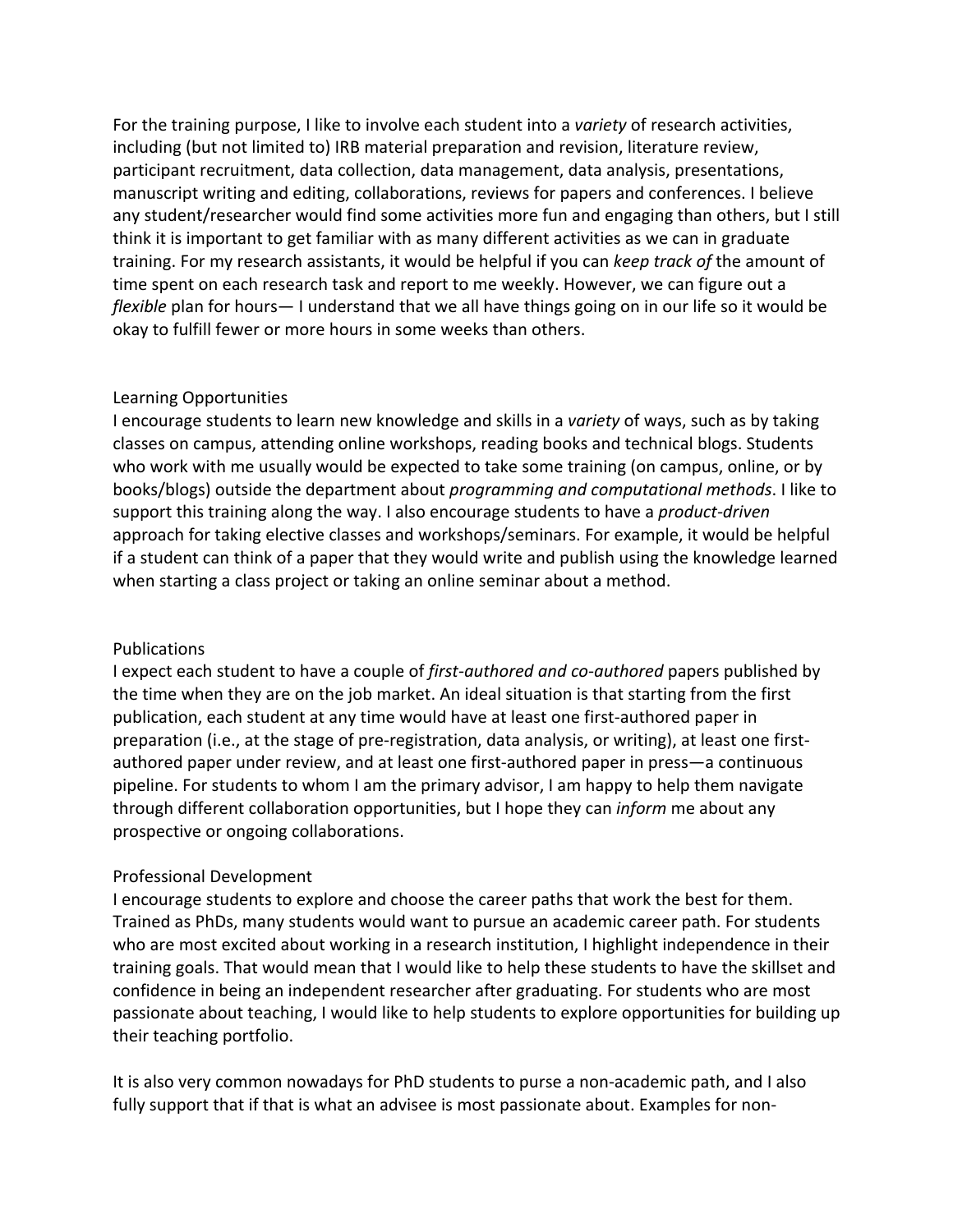For the training purpose, I like to involve each student into a *variety* of research activities, including (but not limited to) IRB material preparation and revision, literature review, participant recruitment, data collection, data management, data analysis, presentations, manuscript writing and editing, collaborations, reviews for papers and conferences. I believe any student/researcher would find some activities more fun and engaging than others, but I still think it is important to get familiar with as many different activities as we can in graduate training. For my research assistants, it would be helpful if you can *keep track of* the amount of time spent on each research task and report to me weekly. However, we can figure out a *flexible* plan for hours— I understand that we all have things going on in our life so it would be okay to fulfill fewer or more hours in some weeks than others.

## Learning Opportunities

I encourage students to learn new knowledge and skills in a *variety* of ways, such as by taking classes on campus, attending online workshops, reading books and technical blogs. Students who work with me usually would be expected to take some training (on campus, online, or by books/blogs) outside the department about *programming and computational methods*. I like to support this training along the way. I also encourage students to have a *product-driven* approach for taking elective classes and workshops/seminars. For example, it would be helpful if a student can think of a paper that they would write and publish using the knowledge learned when starting a class project or taking an online seminar about a method.

## Publications

I expect each student to have a couple of *first-authored and co-authored* papers published by the time when they are on the job market. An ideal situation is that starting from the first publication, each student at any time would have at least one first-authored paper in preparation (i.e., at the stage of pre-registration, data analysis, or writing), at least one first-authored paper under review, and at least one first-authored paper in press—a continuous pipeline. For students to whom I am the primary advisor, I am happy to help them navigate through different collaboration opportunities, but I hope they can *inform* me about any prospective or ongoing collaborations.

## Professional Development

I encourage students to explore and choose the career paths that work the best for them. Trained as PhDs, many students would want to pursue an academic career path. For students who are most excited about working in a research institution, I highlight independence in their training goals. That would mean that I would like to help these students to have the skillset and confidence in being an independent researcher after graduating. For students who are most passionate about teaching, I would like to help students to explore opportunities for building up their teaching portfolio.

It is also very common nowadays for PhD students to purse a non-academic path, and I also fully support that if that is what an advisee is most passionate about. Examples for non-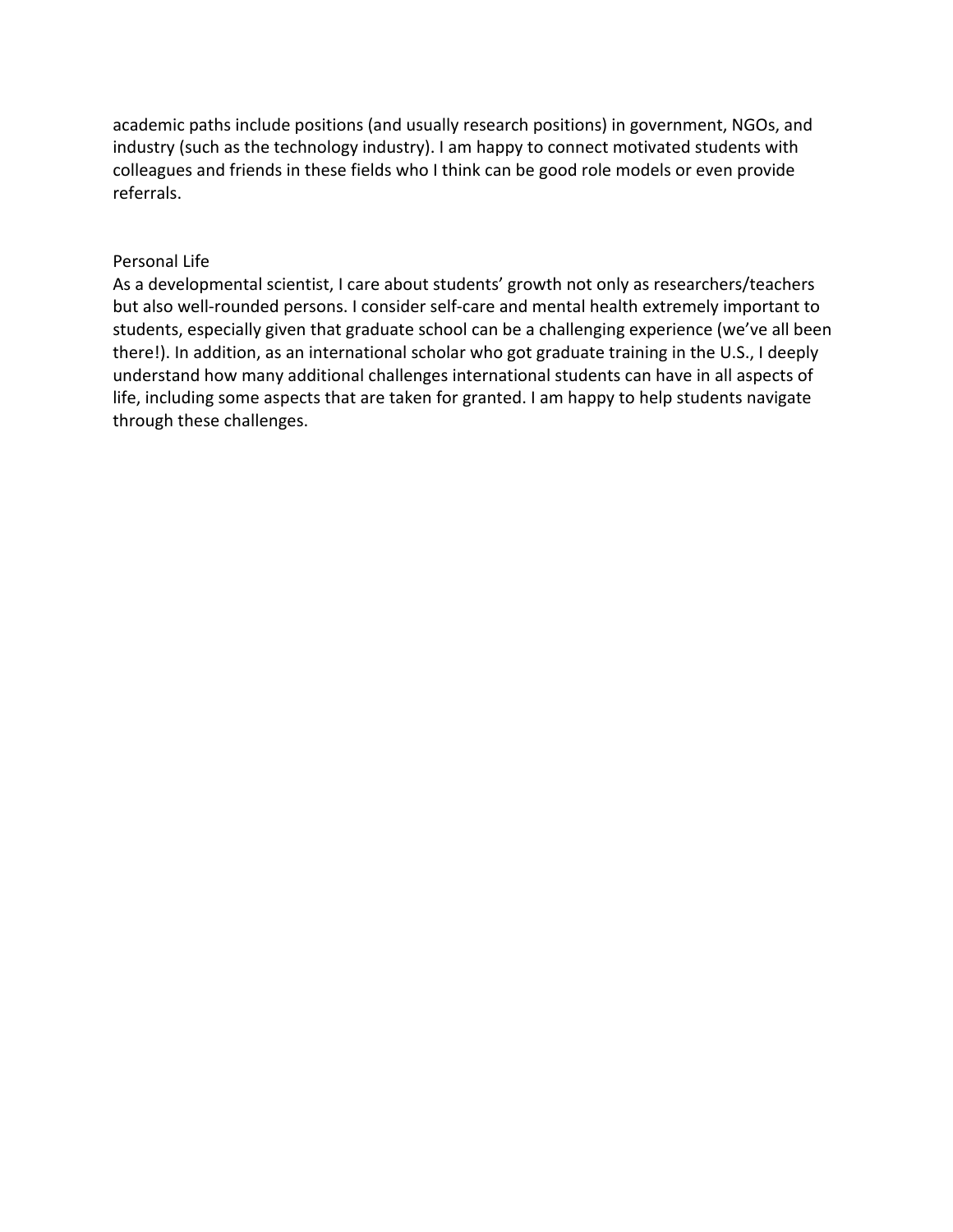academic paths include positions (and usually research positions) in government, NGOs, and industry (such as the technology industry). I am happy to connect motivated students with colleagues and friends in these fields who I think can be good role models or even provide referrals.

## Personal Life

As a developmental scientist, I care about students' growth not only as researchers/teachers but also well-rounded persons. I consider self-care and mental health extremely important to students, especially given that graduate school can be a challenging experience (we've all been there!). In addition, as an international scholar who got graduate training in the U.S., I deeply understand how many additional challenges international students can have in all aspects of life, including some aspects that are taken for granted. I am happy to help students navigate through these challenges.